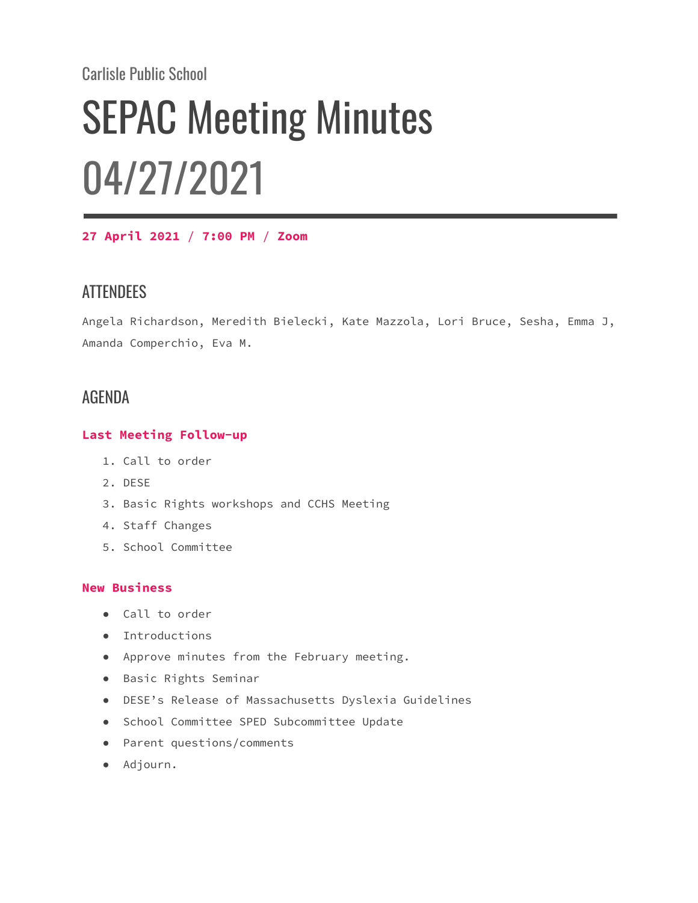Carlisle Public School

# SEPAC Meeting Minutes 04/27/2021

**27 April 2021 / 7:00 PM / Zoom**

## ATTENDEES

Angela Richardson, Meredith Bielecki, Kate Mazzola, Lori Bruce, Sesha, Emma J, Amanda Comperchio, Eva M.

## AGENDA

### Last Meeting Follow-up

1. Call to order
2. DESE
3. Basic Rights workshops and CCHS Meeting
4. Staff Changes
5. School Committee

### New Business

- Call to order
- Introductions
- Approve minutes from the February meeting.
- Basic Rights Seminar
- DESE's Release of Massachusetts Dyslexia Guidelines
- School Committee SPED Subcommittee Update
- Parent questions/comments
- Adjourn.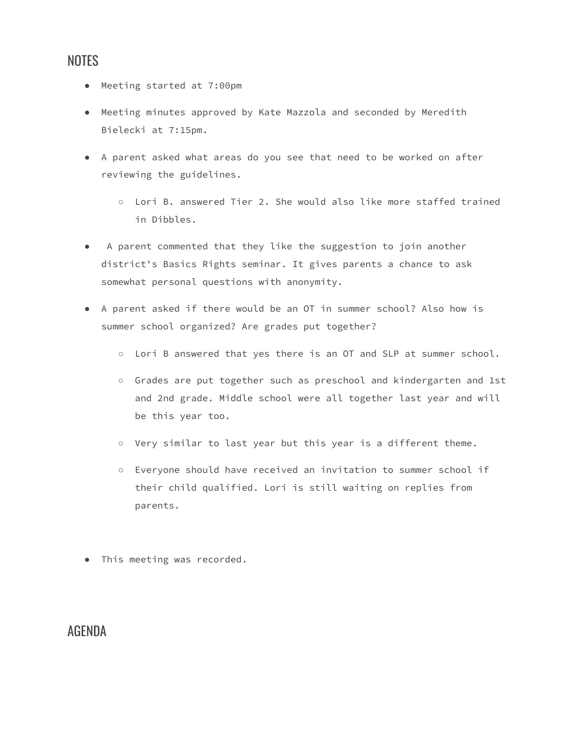## NOTES

- Meeting started at 7:00pm
- Meeting minutes approved by Kate Mazzola and seconded by Meredith Bielecki at 7:15pm.
- A parent asked what areas do you see that need to be worked on after reviewing the guidelines.
  - Lori B. answered Tier 2. She would also like more staffed trained in Dibbles.
- A parent commented that they like the suggestion to join another district's Basics Rights seminar. It gives parents a chance to ask somewhat personal questions with anonymity.
- A parent asked if there would be an OT in summer school? Also how is summer school organized? Are grades put together?
  - Lori B answered that yes there is an OT and SLP at summer school.
  - Grades are put together such as preschool and kindergarten and 1st and 2nd grade. Middle school were all together last year and will be this year too.
  - Very similar to last year but this year is a different theme.
  - Everyone should have received an invitation to summer school if their child qualified. Lori is still waiting on replies from parents.
- This meeting was recorded.

## AGENDA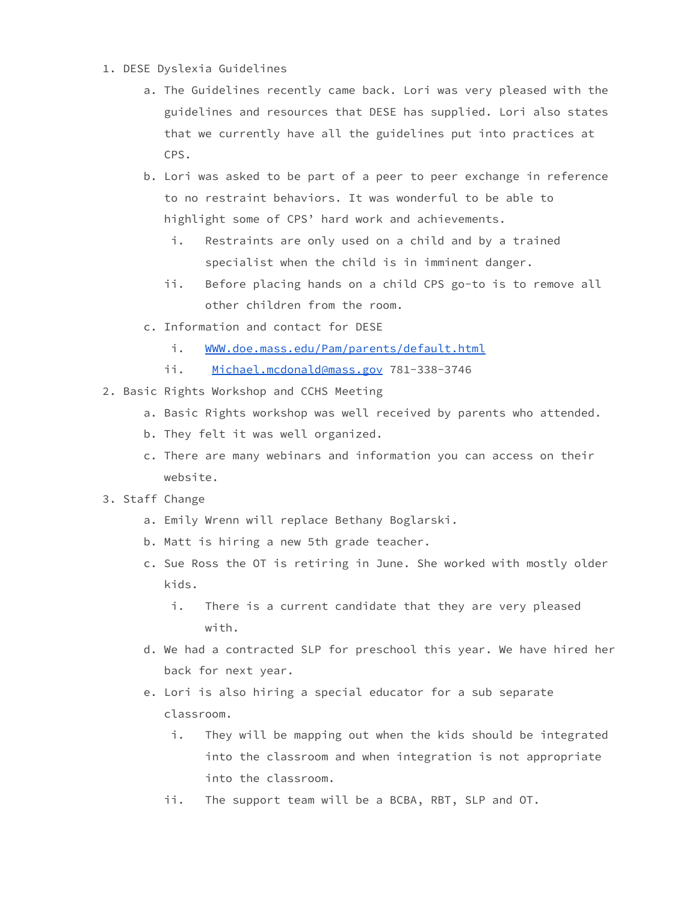1. DESE Dyslexia Guidelines
    a. The Guidelines recently came back. Lori was very pleased with the guidelines and resources that DESE has supplied. Lori also states that we currently have all the guidelines put into practices at CPS.
    b. Lori was asked to be part of a peer to peer exchange in reference to no restraint behaviors. It was wonderful to be able to highlight some of CPS' hard work and achievements.
        i. Restraints are only used on a child and by a trained specialist when the child is in imminent danger.
        ii. Before placing hands on a child CPS go-to is to remove all other children from the room.
    c. Information and contact for DESE
        i. [WWW.doe.mass.edu/Pam/parents/default.html](http://WWW.doe.mass.edu/Pam/parents/default.html)
        ii. [Michael.mcdonald@mass.gov](mailto:Michael.mcdonald@mass.gov) 781-338-3746
2. Basic Rights Workshop and CCHS Meeting
    a. Basic Rights workshop was well received by parents who attended.
    b. They felt it was well organized.
    c. There are many webinars and information you can access on their website.
3. Staff Change
    a. Emily Wrenn will replace Bethany Boglarski.
    b. Matt is hiring a new 5th grade teacher.
    c. Sue Ross the OT is retiring in June. She worked with mostly older kids.
        i. There is a current candidate that they are very pleased with.
    d. We had a contracted SLP for preschool this year. We have hired her back for next year.
    e. Lori is also hiring a special educator for a sub separate classroom.
        i. They will be mapping out when the kids should be integrated into the classroom and when integration is not appropriate into the classroom.
        ii. The support team will be a BCBA, RBT, SLP and OT.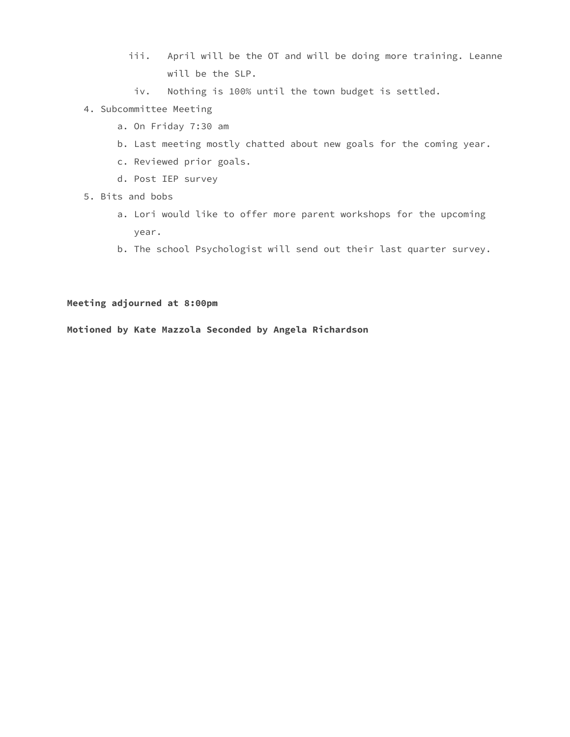iii. April will be the OT and will be doing more training. Leanne will be the SLP.
   iv. Nothing is 100% until the town budget is settled.

4. Subcommittee Meeting
   a. On Friday 7:30 am
   b. Last meeting mostly chatted about new goals for the coming year.
   c. Reviewed prior goals.
   d. Post IEP survey
5. Bits and bobs
   a. Lori would like to offer more parent workshops for the upcoming year.
   b. The school Psychologist will send out their last quarter survey.

**Meeting adjourned at 8:00pm**

**Motioned by Kate Mazzola Seconded by Angela Richardson**